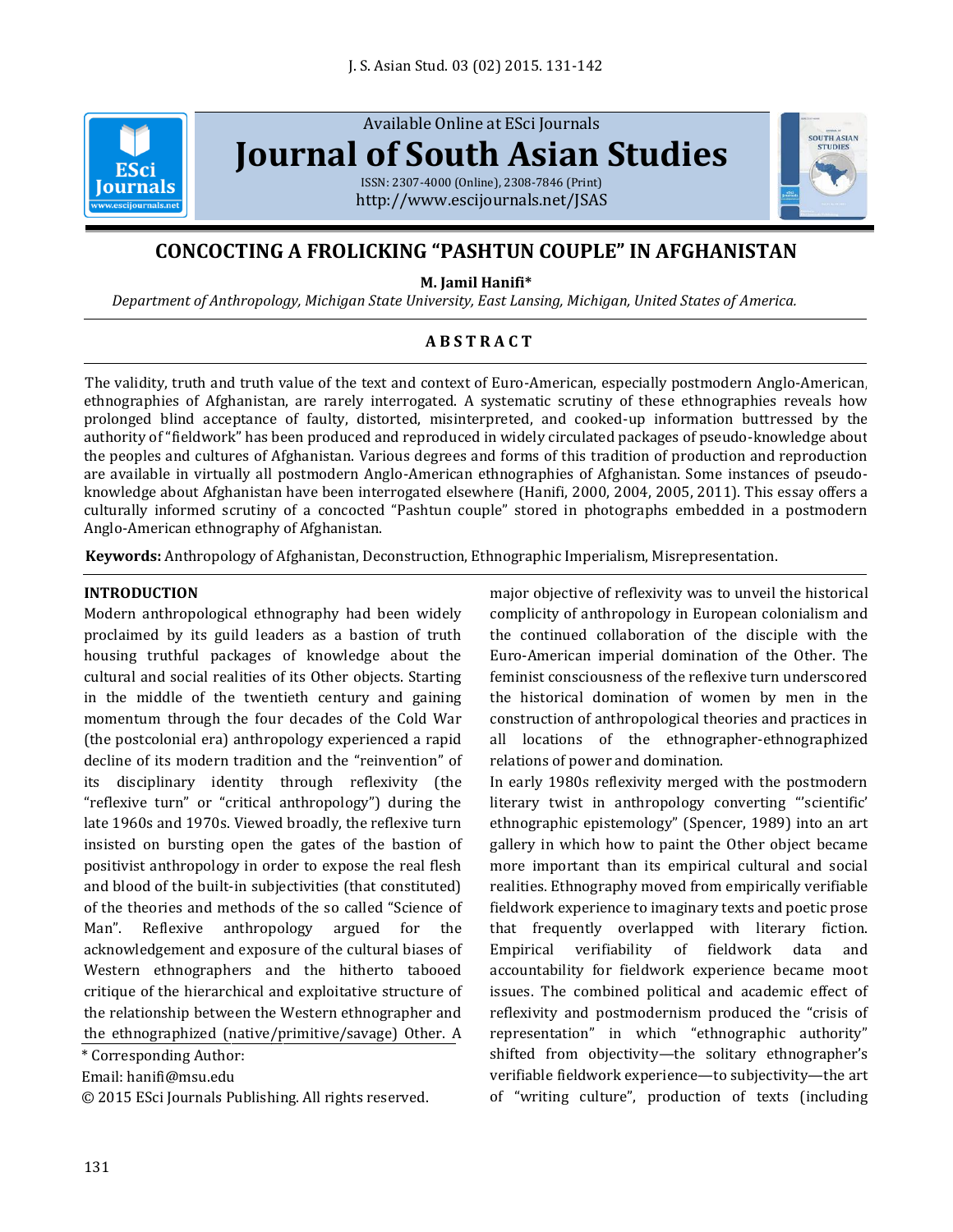Available Online at ESci Journals

# Journal of South Asian Studies

ISSN: 2307-4000 (Online), 2308-7846 (Print)
http://www.escijournals.net/JSAS

## CONCOCTING A FROLICKING "PASHTUN COUPLE" IN AFGHANISTAN

**M. Jamil Hanifi***

*Department of Anthropology, Michigan State University, East Lansing, Michigan, United States of America.*

### ABSTRACT

The validity, truth and truth value of the text and context of Euro-American, especially postmodern Anglo-American, ethnographies of Afghanistan, are rarely interrogated. A systematic scrutiny of these ethnographies reveals how prolonged blind acceptance of faulty, distorted, misinterpreted, and cooked-up information buttressed by the authority of "fieldwork" has been produced and reproduced in widely circulated packages of pseudo-knowledge about the peoples and cultures of Afghanistan. Various degrees and forms of this tradition of production and reproduction are available in virtually all postmodern Anglo-American ethnographies of Afghanistan. Some instances of pseudo-knowledge about Afghanistan have been interrogated elsewhere (Hanifi, 2000, 2004, 2005, 2011). This essay offers a culturally informed scrutiny of a concocted "Pashtun couple" stored in photographs embedded in a postmodern Anglo-American ethnography of Afghanistan.

**Keywords:** Anthropology of Afghanistan, Deconstruction, Ethnographic Imperialism, Misrepresentation.

### INTRODUCTION

Modern anthropological ethnography had been widely proclaimed by its guild leaders as a bastion of truth housing truthful packages of knowledge about the cultural and social realities of its Other objects. Starting in the middle of the twentieth century and gaining momentum through the four decades of the Cold War (the postcolonial era) anthropology experienced a rapid decline of its modern tradition and the "reinvention" of its disciplinary identity through reflexivity (the "reflexive turn" or "critical anthropology") during the late 1960s and 1970s. Viewed broadly, the reflexive turn insisted on bursting open the gates of the bastion of positivist anthropology in order to expose the real flesh and blood of the built-in subjectivities (that constituted) of the theories and methods of the so called "Science of Man". Reflexive anthropology argued for the acknowledgement and exposure of the cultural biases of Western ethnographers and the hitherto tabooed critique of the hierarchical and exploitative structure of the relationship between the Western ethnographer and the ethnographized (native/primitive/savage) Other. A major objective of reflexivity was to unveil the historical complicity of anthropology in European colonialism and the continued collaboration of the disciple with the Euro-American imperial domination of the Other. The feminist consciousness of the reflexive turn underscored the historical domination of women by men in the construction of anthropological theories and practices in all locations of the ethnographer-ethnographized relations of power and domination.

In early 1980s reflexivity merged with the postmodern literary twist in anthropology converting "'scientific' ethnographic epistemology" (Spencer, 1989) into an art gallery in which how to paint the Other object became more important than its empirical cultural and social realities. Ethnography moved from empirically verifiable fieldwork experience to imaginary texts and poetic prose that frequently overlapped with literary fiction. Empirical verifiability of fieldwork data and accountability for fieldwork experience became moot issues. The combined political and academic effect of reflexivity and postmodernism produced the "crisis of representation" in which "ethnographic authority" shifted from objectivity—the solitary ethnographer's verifiable fieldwork experience—to subjectivity—the art of "writing culture", production of texts (including

\* Corresponding Author:

Email: hanifi@msu.edu

© 2015 ESci Journals Publishing. All rights reserved.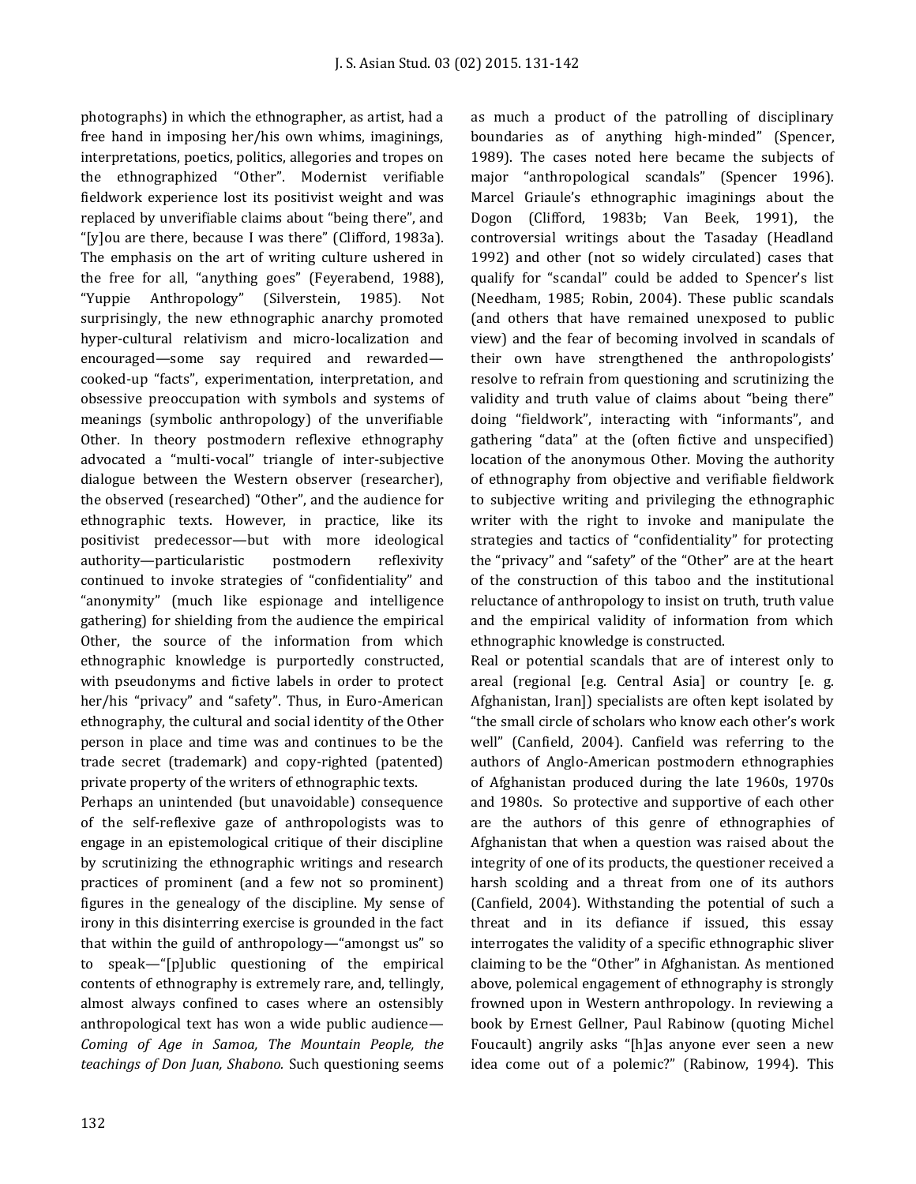photographs) in which the ethnographer, as artist, had a free hand in imposing her/his own whims, imaginings, interpretations, poetics, politics, allegories and tropes on the ethnographized "Other". Modernist verifiable fieldwork experience lost its positivist weight and was replaced by unverifiable claims about "being there", and "[y]ou are there, because I was there" (Clifford, 1983a). The emphasis on the art of writing culture ushered in the free for all, "anything goes" (Feyerabend, 1988), "Yuppie Anthropology" (Silverstein, 1985). Not surprisingly, the new ethnographic anarchy promoted hyper-cultural relativism and micro-localization and encouraged—some say required and rewarded—cooked-up "facts", experimentation, interpretation, and obsessive preoccupation with symbols and systems of meanings (symbolic anthropology) of the unverifiable Other. In theory postmodern reflexive ethnography advocated a "multi-vocal" triangle of inter-subjective dialogue between the Western observer (researcher), the observed (researched) "Other", and the audience for ethnographic texts. However, in practice, like its positivist predecessor—but with more ideological authority—particularistic postmodern reflexivity continued to invoke strategies of "confidentiality" and "anonymity" (much like espionage and intelligence gathering) for shielding from the audience the empirical Other, the source of the information from which ethnographic knowledge is purportedly constructed, with pseudonyms and fictive labels in order to protect her/his "privacy" and "safety". Thus, in Euro-American ethnography, the cultural and social identity of the Other person in place and time was and continues to be the trade secret (trademark) and copy-righted (patented) private property of the writers of ethnographic texts.

Perhaps an unintended (but unavoidable) consequence of the self-reflexive gaze of anthropologists was to engage in an epistemological critique of their discipline by scrutinizing the ethnographic writings and research practices of prominent (and a few not so prominent) figures in the genealogy of the discipline. My sense of irony in this disinterring exercise is grounded in the fact that within the guild of anthropology—"amongst us" so to speak—"[p]ublic questioning of the empirical contents of ethnography is extremely rare, and, tellingly, almost always confined to cases where an ostensibly anthropological text has won a wide public audience—*Coming of Age in Samoa, The Mountain People, the teachings of Don Juan, Shabono.* Such questioning seems as much a product of the patrolling of disciplinary boundaries as of anything high-minded" (Spencer, 1989). The cases noted here became the subjects of major "anthropological scandals" (Spencer 1996). Marcel Griaule's ethnographic imaginings about the Dogon (Clifford, 1983b; Van Beek, 1991), the controversial writings about the Tasaday (Headland 1992) and other (not so widely circulated) cases that qualify for "scandal" could be added to Spencer's list (Needham, 1985; Robin, 2004). These public scandals (and others that have remained unexposed to public view) and the fear of becoming involved in scandals of their own have strengthened the anthropologists' resolve to refrain from questioning and scrutinizing the validity and truth value of claims about "being there" doing "fieldwork", interacting with "informants", and gathering "data" at the (often fictive and unspecified) location of the anonymous Other. Moving the authority of ethnography from objective and verifiable fieldwork to subjective writing and privileging the ethnographic writer with the right to invoke and manipulate the strategies and tactics of "confidentiality" for protecting the "privacy" and "safety" of the "Other" are at the heart of the construction of this taboo and the institutional reluctance of anthropology to insist on truth, truth value and the empirical validity of information from which ethnographic knowledge is constructed.

Real or potential scandals that are of interest only to areal (regional [e.g. Central Asia] or country [e. g. Afghanistan, Iran]) specialists are often kept isolated by "the small circle of scholars who know each other's work well" (Canfield, 2004). Canfield was referring to the authors of Anglo-American postmodern ethnographies of Afghanistan produced during the late 1960s, 1970s and 1980s. So protective and supportive of each other are the authors of this genre of ethnographies of Afghanistan that when a question was raised about the integrity of one of its products, the questioner received a harsh scolding and a threat from one of its authors (Canfield, 2004). Withstanding the potential of such a threat and in its defiance if issued, this essay interrogates the validity of a specific ethnographic sliver claiming to be the "Other" in Afghanistan. As mentioned above, polemical engagement of ethnography is strongly frowned upon in Western anthropology. In reviewing a book by Ernest Gellner, Paul Rabinow (quoting Michel Foucault) angrily asks "[h]as anyone ever seen a new idea come out of a polemic?" (Rabinow, 1994). This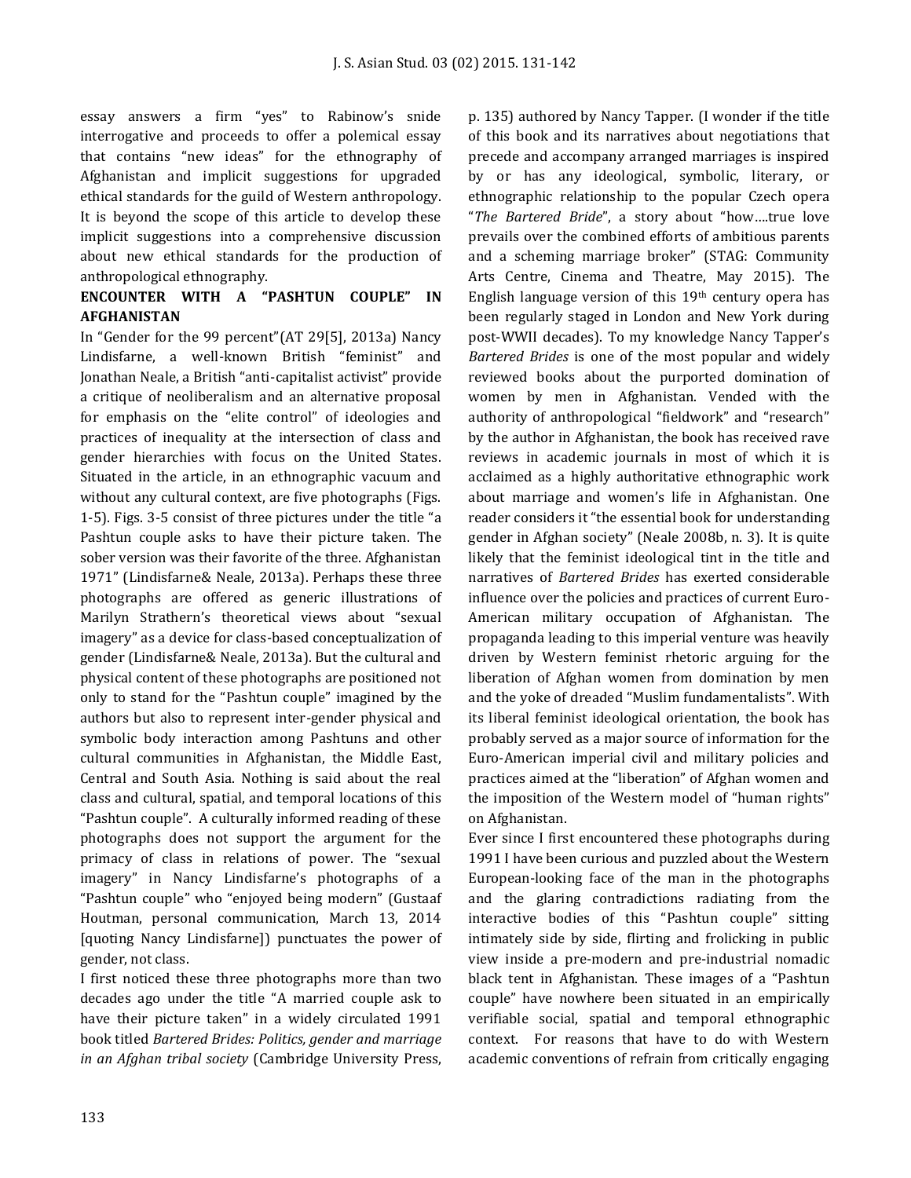essay answers a firm "yes" to Rabinow's snide interrogative and proceeds to offer a polemical essay that contains "new ideas" for the ethnography of Afghanistan and implicit suggestions for upgraded ethical standards for the guild of Western anthropology. It is beyond the scope of this article to develop these implicit suggestions into a comprehensive discussion about new ethical standards for the production of anthropological ethnography.

## ENCOUNTER WITH A "PASHTUN COUPLE" IN AFGHANISTAN

In "Gender for the 99 percent"(AT 29[5], 2013a) Nancy Lindisfarne, a well-known British "feminist" and Jonathan Neale, a British "anti-capitalist activist" provide a critique of neoliberalism and an alternative proposal for emphasis on the "elite control" of ideologies and practices of inequality at the intersection of class and gender hierarchies with focus on the United States. Situated in the article, in an ethnographic vacuum and without any cultural context, are five photographs (Figs. 1-5). Figs. 3-5 consist of three pictures under the title "a Pashtun couple asks to have their picture taken. The sober version was their favorite of the three. Afghanistan 1971" (Lindisfarne& Neale, 2013a). Perhaps these three photographs are offered as generic illustrations of Marilyn Strathern's theoretical views about "sexual imagery" as a device for class-based conceptualization of gender (Lindisfarne& Neale, 2013a). But the cultural and physical content of these photographs are positioned not only to stand for the "Pashtun couple" imagined by the authors but also to represent inter-gender physical and symbolic body interaction among Pashtuns and other cultural communities in Afghanistan, the Middle East, Central and South Asia. Nothing is said about the real class and cultural, spatial, and temporal locations of this "Pashtun couple". A culturally informed reading of these photographs does not support the argument for the primacy of class in relations of power. The "sexual imagery" in Nancy Lindisfarne's photographs of a "Pashtun couple" who "enjoyed being modern" (Gustaaf Houtman, personal communication, March 13, 2014 [quoting Nancy Lindisfarne]) punctuates the power of gender, not class.

I first noticed these three photographs more than two decades ago under the title "A married couple ask to have their picture taken" in a widely circulated 1991 book titled *Bartered Brides: Politics, gender and marriage in an Afghan tribal society* (Cambridge University Press, p. 135) authored by Nancy Tapper. (I wonder if the title of this book and its narratives about negotiations that precede and accompany arranged marriages is inspired by or has any ideological, symbolic, literary, or ethnographic relationship to the popular Czech opera "*The Bartered Bride*", a story about "how….true love prevails over the combined efforts of ambitious parents and a scheming marriage broker" (STAG: Community Arts Centre, Cinema and Theatre, May 2015). The English language version of this 19th century opera has been regularly staged in London and New York during post-WWII decades). To my knowledge Nancy Tapper's *Bartered Brides* is one of the most popular and widely reviewed books about the purported domination of women by men in Afghanistan. Vended with the authority of anthropological "fieldwork" and "research" by the author in Afghanistan, the book has received rave reviews in academic journals in most of which it is acclaimed as a highly authoritative ethnographic work about marriage and women's life in Afghanistan. One reader considers it "the essential book for understanding gender in Afghan society" (Neale 2008b, n. 3). It is quite likely that the feminist ideological tint in the title and narratives of *Bartered Brides* has exerted considerable influence over the policies and practices of current Euro-American military occupation of Afghanistan. The propaganda leading to this imperial venture was heavily driven by Western feminist rhetoric arguing for the liberation of Afghan women from domination by men and the yoke of dreaded "Muslim fundamentalists". With its liberal feminist ideological orientation, the book has probably served as a major source of information for the Euro-American imperial civil and military policies and practices aimed at the "liberation" of Afghan women and the imposition of the Western model of "human rights" on Afghanistan.

Ever since I first encountered these photographs during 1991 I have been curious and puzzled about the Western European-looking face of the man in the photographs and the glaring contradictions radiating from the interactive bodies of this "Pashtun couple" sitting intimately side by side, flirting and frolicking in public view inside a pre-modern and pre-industrial nomadic black tent in Afghanistan. These images of a "Pashtun couple" have nowhere been situated in an empirically verifiable social, spatial and temporal ethnographic context. For reasons that have to do with Western academic conventions of refrain from critically engaging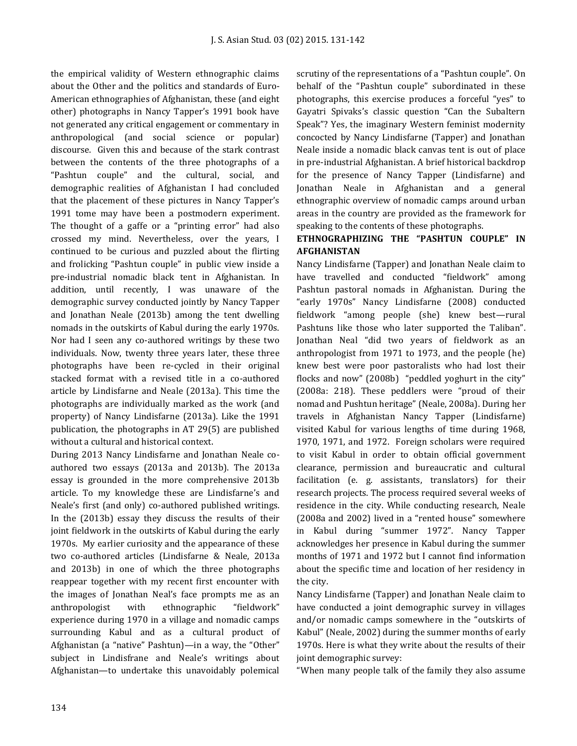the empirical validity of Western ethnographic claims about the Other and the politics and standards of Euro-American ethnographies of Afghanistan, these (and eight other) photographs in Nancy Tapper's 1991 book have not generated any critical engagement or commentary in anthropological (and social science or popular) discourse. Given this and because of the stark contrast between the contents of the three photographs of a "Pashtun couple" and the cultural, social, and demographic realities of Afghanistan I had concluded that the placement of these pictures in Nancy Tapper's 1991 tome may have been a postmodern experiment. The thought of a gaffe or a "printing error" had also crossed my mind. Nevertheless, over the years, I continued to be curious and puzzled about the flirting and frolicking "Pashtun couple" in public view inside a pre-industrial nomadic black tent in Afghanistan. In addition, until recently, I was unaware of the demographic survey conducted jointly by Nancy Tapper and Jonathan Neale (2013b) among the tent dwelling nomads in the outskirts of Kabul during the early 1970s. Nor had I seen any co-authored writings by these two individuals. Now, twenty three years later, these three photographs have been re-cycled in their original stacked format with a revised title in a co-authored article by Lindisfarne and Neale (2013a). This time the photographs are individually marked as the work (and property) of Nancy Lindisfarne (2013a). Like the 1991 publication, the photographs in AT 29(5) are published without a cultural and historical context.

During 2013 Nancy Lindisfarne and Jonathan Neale co-authored two essays (2013a and 2013b). The 2013a essay is grounded in the more comprehensive 2013b article. To my knowledge these are Lindisfarne's and Neale's first (and only) co-authored published writings. In the (2013b) essay they discuss the results of their joint fieldwork in the outskirts of Kabul during the early 1970s. My earlier curiosity and the appearance of these two co-authored articles (Lindisfarne & Neale, 2013a and 2013b) in one of which the three photographs reappear together with my recent first encounter with the images of Jonathan Neal's face prompts me as an anthropologist with ethnographic "fieldwork" experience during 1970 in a village and nomadic camps surrounding Kabul and as a cultural product of Afghanistan (a "native" Pashtun)—in a way, the "Other" subject in Lindisfrane and Neale's writings about Afghanistan—to undertake this unavoidably polemical scrutiny of the representations of a "Pashtun couple". On behalf of the "Pashtun couple" subordinated in these photographs, this exercise produces a forceful "yes" to Gayatri Spivaks's classic question "Can the Subaltern Speak"? Yes, the imaginary Western feminist modernity concocted by Nancy Lindisfarne (Tapper) and Jonathan Neale inside a nomadic black canvas tent is out of place in pre-industrial Afghanistan. A brief historical backdrop for the presence of Nancy Tapper (Lindisfarne) and Jonathan Neale in Afghanistan and a general ethnographic overview of nomadic camps around urban areas in the country are provided as the framework for speaking to the contents of these photographs.

## ETHNOGRAPHIZING THE "PASHTUN COUPLE" IN AFGHANISTAN

Nancy Lindisfarne (Tapper) and Jonathan Neale claim to have travelled and conducted "fieldwork" among Pashtun pastoral nomads in Afghanistan. During the "early 1970s" Nancy Lindisfarne (2008) conducted fieldwork "among people (she) knew best—rural Pashtuns like those who later supported the Taliban". Jonathan Neal "did two years of fieldwork as an anthropologist from 1971 to 1973, and the people (he) knew best were poor pastoralists who had lost their flocks and now" (2008b) "peddled yoghurt in the city" (2008a: 218). These peddlers were "proud of their nomad and Pushtun heritage" (Neale, 2008a). During her travels in Afghanistan Nancy Tapper (Lindisfarne) visited Kabul for various lengths of time during 1968, 1970, 1971, and 1972. Foreign scholars were required to visit Kabul in order to obtain official government clearance, permission and bureaucratic and cultural facilitation (e. g. assistants, translators) for their research projects. The process required several weeks of residence in the city. While conducting research, Neale (2008a and 2002) lived in a "rented house" somewhere in Kabul during "summer 1972". Nancy Tapper acknowledges her presence in Kabul during the summer months of 1971 and 1972 but I cannot find information about the specific time and location of her residency in the city.

Nancy Lindisfarne (Tapper) and Jonathan Neale claim to have conducted a joint demographic survey in villages and/or nomadic camps somewhere in the "outskirts of Kabul" (Neale, 2002) during the summer months of early 1970s. Here is what they write about the results of their joint demographic survey:

"When many people talk of the family they also assume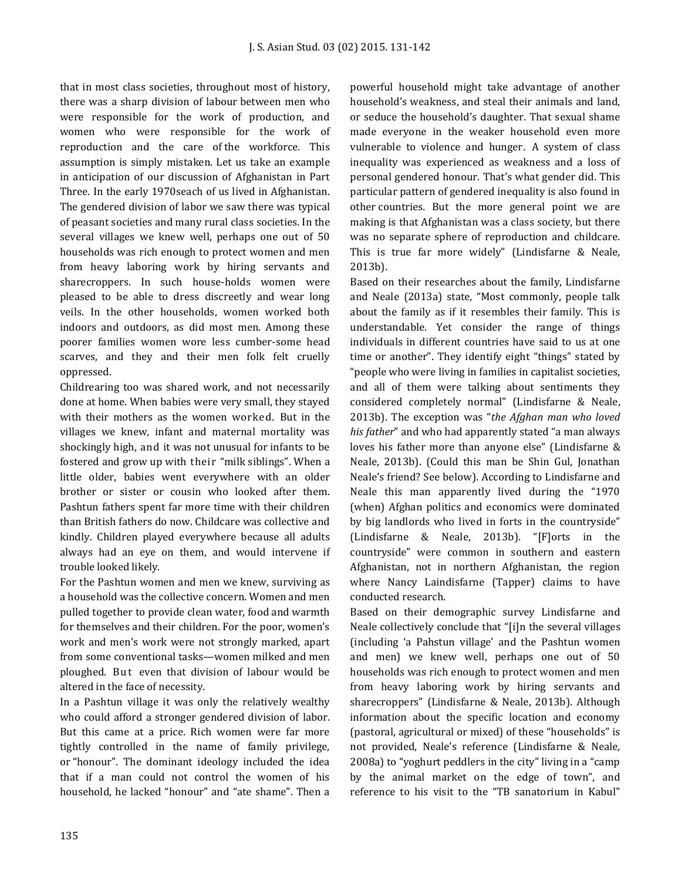that in most class societies, throughout most of history, there was a sharp division of labour between men who were responsible for the work of production, and women who were responsible for the work of reproduction and the care of the workforce. This assumption is simply mistaken. Let us take an example in anticipation of our discussion of Afghanistan in Part Three. In the early 1970seach of us lived in Afghanistan. The gendered division of labor we saw there was typical of peasant societies and many rural class societies. In the several villages we knew well, perhaps one out of 50 households was rich enough to protect women and men from heavy laboring work by hiring servants and sharecroppers. In such house-holds women were pleased to be able to dress discreetly and wear long veils. In the other households, women worked both indoors and outdoors, as did most men. Among these poorer families women wore less cumber-some head scarves, and they and their men folk felt cruelly oppressed.

Childrearing too was shared work, and not necessarily done at home. When babies were very small, they stayed with their mothers as the women worked. But in the villages we knew, infant and maternal mortality was shockingly high, and it was not unusual for infants to be fostered and grow up with their "milk siblings". When a little older, babies went everywhere with an older brother or sister or cousin who looked after them. Pashtun fathers spent far more time with their children than British fathers do now. Childcare was collective and kindly. Children played everywhere because all adults always had an eye on them, and would intervene if trouble looked likely.

For the Pashtun women and men we knew, surviving as a household was the collective concern. Women and men pulled together to provide clean water, food and warmth for themselves and their children. For the poor, women's work and men's work were not strongly marked, apart from some conventional tasks—women milked and men ploughed. But even that division of labour would be altered in the face of necessity.

In a Pashtun village it was only the relatively wealthy who could afford a stronger gendered division of labor. But this came at a price. Rich women were far more tightly controlled in the name of family privilege, or "honour". The dominant ideology included the idea that if a man could not control the women of his household, he lacked "honour" and "ate shame". Then a powerful household might take advantage of another household's weakness, and steal their animals and land, or seduce the household's daughter. That sexual shame made everyone in the weaker household even more vulnerable to violence and hunger. A system of class inequality was experienced as weakness and a loss of personal gendered honour. That's what gender did. This particular pattern of gendered inequality is also found in other countries. But the more general point we are making is that Afghanistan was a class society, but there was no separate sphere of reproduction and childcare. This is true far more widely" (Lindisfarne & Neale, 2013b).

Based on their researches about the family, Lindisfarne and Neale (2013a) state, "Most commonly, people talk about the family as if it resembles their family. This is understandable. Yet consider the range of things individuals in different countries have said to us at one time or another". They identify eight "things" stated by "people who were living in families in capitalist societies, and all of them were talking about sentiments they considered completely normal" (Lindisfarne & Neale, 2013b). The exception was "*the Afghan man who loved his father*" and who had apparently stated "a man always loves his father more than anyone else" (Lindisfarne & Neale, 2013b). (Could this man be Shin Gul, Jonathan Neale's friend? See below). According to Lindisfarne and Neale this man apparently lived during the "1970 (when) Afghan politics and economics were dominated by big landlords who lived in forts in the countryside" (Lindisfarne & Neale, 2013b). "[F]orts in the countryside" were common in southern and eastern Afghanistan, not in northern Afghanistan, the region where Nancy Laindisfarne (Tapper) claims to have conducted research.

Based on their demographic survey Lindisfarne and Neale collectively conclude that "[i]n the several villages (including 'a Pahstun village' and the Pashtun women and men) we knew well, perhaps one out of 50 households was rich enough to protect women and men from heavy laboring work by hiring servants and sharecroppers" (Lindisfarne & Neale, 2013b). Although information about the specific location and economy (pastoral, agricultural or mixed) of these "households" is not provided, Neale's reference (Lindisfarne & Neale, 2008a) to "yoghurt peddlers in the city" living in a "camp by the animal market on the edge of town", and reference to his visit to the "TB sanatorium in Kabul"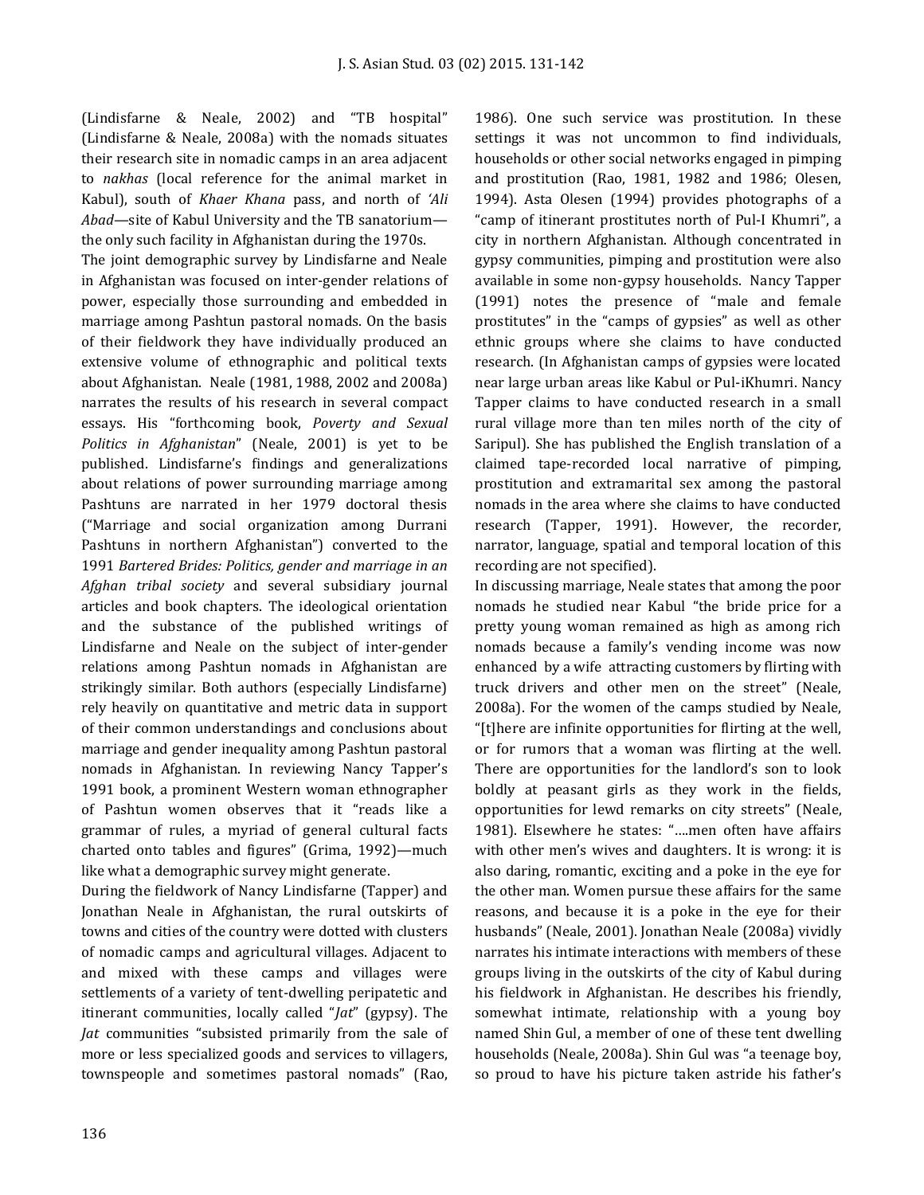(Lindisfarne & Neale, 2002) and "TB hospital" (Lindisfarne & Neale, 2008a) with the nomads situates their research site in nomadic camps in an area adjacent to *nakhas* (local reference for the animal market in Kabul), south of *Khaer Khana* pass, and north of *'Ali Abad*—site of Kabul University and the TB sanatorium—the only such facility in Afghanistan during the 1970s.

The joint demographic survey by Lindisfarne and Neale in Afghanistan was focused on inter-gender relations of power, especially those surrounding and embedded in marriage among Pashtun pastoral nomads. On the basis of their fieldwork they have individually produced an extensive volume of ethnographic and political texts about Afghanistan. Neale (1981, 1988, 2002 and 2008a) narrates the results of his research in several compact essays. His "forthcoming book, *Poverty and Sexual Politics in Afghanistan*" (Neale, 2001) is yet to be published. Lindisfarne's findings and generalizations about relations of power surrounding marriage among Pashtuns are narrated in her 1979 doctoral thesis ("Marriage and social organization among Durrani Pashtuns in northern Afghanistan") converted to the 1991 *Bartered Brides: Politics, gender and marriage in an Afghan tribal society* and several subsidiary journal articles and book chapters. The ideological orientation and the substance of the published writings of Lindisfarne and Neale on the subject of inter-gender relations among Pashtun nomads in Afghanistan are strikingly similar. Both authors (especially Lindisfarne) rely heavily on quantitative and metric data in support of their common understandings and conclusions about marriage and gender inequality among Pashtun pastoral nomads in Afghanistan. In reviewing Nancy Tapper's 1991 book, a prominent Western woman ethnographer of Pashtun women observes that it "reads like a grammar of rules, a myriad of general cultural facts charted onto tables and figures" (Grima, 1992)—much like what a demographic survey might generate.

During the fieldwork of Nancy Lindisfarne (Tapper) and Jonathan Neale in Afghanistan, the rural outskirts of towns and cities of the country were dotted with clusters of nomadic camps and agricultural villages. Adjacent to and mixed with these camps and villages were settlements of a variety of tent-dwelling peripatetic and itinerant communities, locally called "*Jat*" (gypsy). The *Jat* communities "subsisted primarily from the sale of more or less specialized goods and services to villagers, townspeople and sometimes pastoral nomads" (Rao, 1986). One such service was prostitution. In these settings it was not uncommon to find individuals, households or other social networks engaged in pimping and prostitution (Rao, 1981, 1982 and 1986; Olesen, 1994). Asta Olesen (1994) provides photographs of a "camp of itinerant prostitutes north of Pul-I Khumri", a city in northern Afghanistan. Although concentrated in gypsy communities, pimping and prostitution were also available in some non-gypsy households. Nancy Tapper (1991) notes the presence of "male and female prostitutes" in the "camps of gypsies" as well as other ethnic groups where she claims to have conducted research. (In Afghanistan camps of gypsies were located near large urban areas like Kabul or Pul-iKhumri. Nancy Tapper claims to have conducted research in a small rural village more than ten miles north of the city of Saripul). She has published the English translation of a claimed tape-recorded local narrative of pimping, prostitution and extramarital sex among the pastoral nomads in the area where she claims to have conducted research (Tapper, 1991). However, the recorder, narrator, language, spatial and temporal location of this recording are not specified).

In discussing marriage, Neale states that among the poor nomads he studied near Kabul "the bride price for a pretty young woman remained as high as among rich nomads because a family's vending income was now enhanced by a wife attracting customers by flirting with truck drivers and other men on the street" (Neale, 2008a). For the women of the camps studied by Neale, "[t]here are infinite opportunities for flirting at the well, or for rumors that a woman was flirting at the well. There are opportunities for the landlord's son to look boldly at peasant girls as they work in the fields, opportunities for lewd remarks on city streets" (Neale, 1981). Elsewhere he states: "….men often have affairs with other men's wives and daughters. It is wrong: it is also daring, romantic, exciting and a poke in the eye for the other man. Women pursue these affairs for the same reasons, and because it is a poke in the eye for their husbands" (Neale, 2001). Jonathan Neale (2008a) vividly narrates his intimate interactions with members of these groups living in the outskirts of the city of Kabul during his fieldwork in Afghanistan. He describes his friendly, somewhat intimate, relationship with a young boy named Shin Gul, a member of one of these tent dwelling households (Neale, 2008a). Shin Gul was "a teenage boy, so proud to have his picture taken astride his father's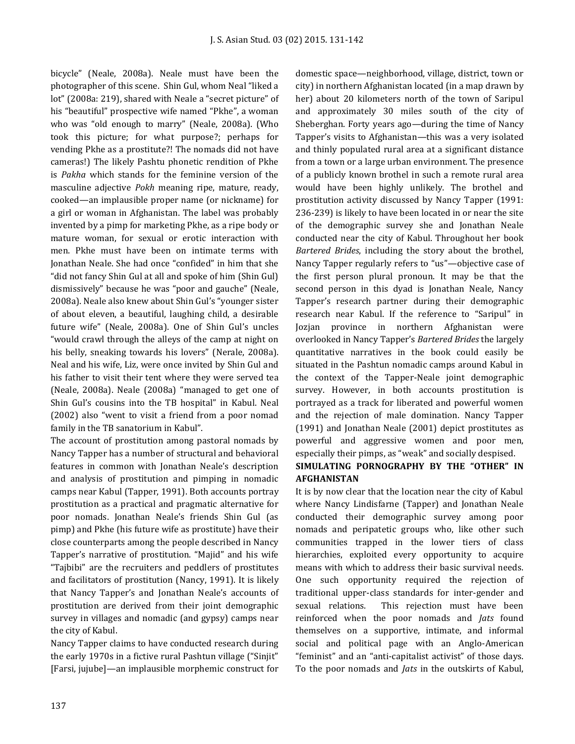bicycle" (Neale, 2008a). Neale must have been the photographer of this scene. Shin Gul, whom Neal "liked a lot" (2008a: 219), shared with Neale a "secret picture" of his "beautiful" prospective wife named "Pkhe", a woman who was "old enough to marry" (Neale, 2008a). (Who took this picture; for what purpose?; perhaps for vending Pkhe as a prostitute?! The nomads did not have cameras!) The likely Pashtu phonetic rendition of Pkhe is *Pakha* which stands for the feminine version of the masculine adjective *Pokh* meaning ripe, mature, ready, cooked—an implausible proper name (or nickname) for a girl or woman in Afghanistan. The label was probably invented by a pimp for marketing Pkhe, as a ripe body or mature woman, for sexual or erotic interaction with men. Pkhe must have been on intimate terms with Jonathan Neale. She had once "confided" in him that she "did not fancy Shin Gul at all and spoke of him (Shin Gul) dismissively" because he was "poor and gauche" (Neale, 2008a). Neale also knew about Shin Gul's "younger sister of about eleven, a beautiful, laughing child, a desirable future wife" (Neale, 2008a). One of Shin Gul's uncles "would crawl through the alleys of the camp at night on his belly, sneaking towards his lovers" (Nerale, 2008a). Neal and his wife, Liz, were once invited by Shin Gul and his father to visit their tent where they were served tea (Neale, 2008a). Neale (2008a) "managed to get one of Shin Gul's cousins into the TB hospital" in Kabul. Neal (2002) also "went to visit a friend from a poor nomad family in the TB sanatorium in Kabul".

The account of prostitution among pastoral nomads by Nancy Tapper has a number of structural and behavioral features in common with Jonathan Neale's description and analysis of prostitution and pimping in nomadic camps near Kabul (Tapper, 1991). Both accounts portray prostitution as a practical and pragmatic alternative for poor nomads. Jonathan Neale's friends Shin Gul (as pimp) and Pkhe (his future wife as prostitute) have their close counterparts among the people described in Nancy Tapper's narrative of prostitution. "Majid" and his wife "Tajbibi" are the recruiters and peddlers of prostitutes and facilitators of prostitution (Nancy, 1991). It is likely that Nancy Tapper's and Jonathan Neale's accounts of prostitution are derived from their joint demographic survey in villages and nomadic (and gypsy) camps near the city of Kabul.

Nancy Tapper claims to have conducted research during the early 1970s in a fictive rural Pashtun village ("Sinjit" [Farsi, jujube]—an implausible morphemic construct for domestic space—neighborhood, village, district, town or city) in northern Afghanistan located (in a map drawn by her) about 20 kilometers north of the town of Saripul and approximately 30 miles south of the city of Sheberghan. Forty years ago—during the time of Nancy Tapper's visits to Afghanistan—this was a very isolated and thinly populated rural area at a significant distance from a town or a large urban environment. The presence of a publicly known brothel in such a remote rural area would have been highly unlikely. The brothel and prostitution activity discussed by Nancy Tapper (1991: 236-239) is likely to have been located in or near the site of the demographic survey she and Jonathan Neale conducted near the city of Kabul. Throughout her book *Bartered Brides*, including the story about the brothel, Nancy Tapper regularly refers to "us"—objective case of the first person plural pronoun. It may be that the second person in this dyad is Jonathan Neale, Nancy Tapper's research partner during their demographic research near Kabul. If the reference to "Saripul" in Jozjan province in northern Afghanistan were overlooked in Nancy Tapper's *Bartered Brides* the largely quantitative narratives in the book could easily be situated in the Pashtun nomadic camps around Kabul in the context of the Tapper-Neale joint demographic survey. However, in both accounts prostitution is portrayed as a track for liberated and powerful women and the rejection of male domination. Nancy Tapper (1991) and Jonathan Neale (2001) depict prostitutes as powerful and aggressive women and poor men, especially their pimps, as "weak" and socially despised.

## SIMULATING PORNOGRAPHY BY THE "OTHER" IN AFGHANISTAN

It is by now clear that the location near the city of Kabul where Nancy Lindisfarne (Tapper) and Jonathan Neale conducted their demographic survey among poor nomads and peripatetic groups who, like other such communities trapped in the lower tiers of class hierarchies, exploited every opportunity to acquire means with which to address their basic survival needs. One such opportunity required the rejection of traditional upper-class standards for inter-gender and sexual relations. This rejection must have been reinforced when the poor nomads and *Jats* found themselves on a supportive, intimate, and informal social and political page with an Anglo-American "feminist" and an "anti-capitalist activist" of those days. To the poor nomads and *Jats* in the outskirts of Kabul,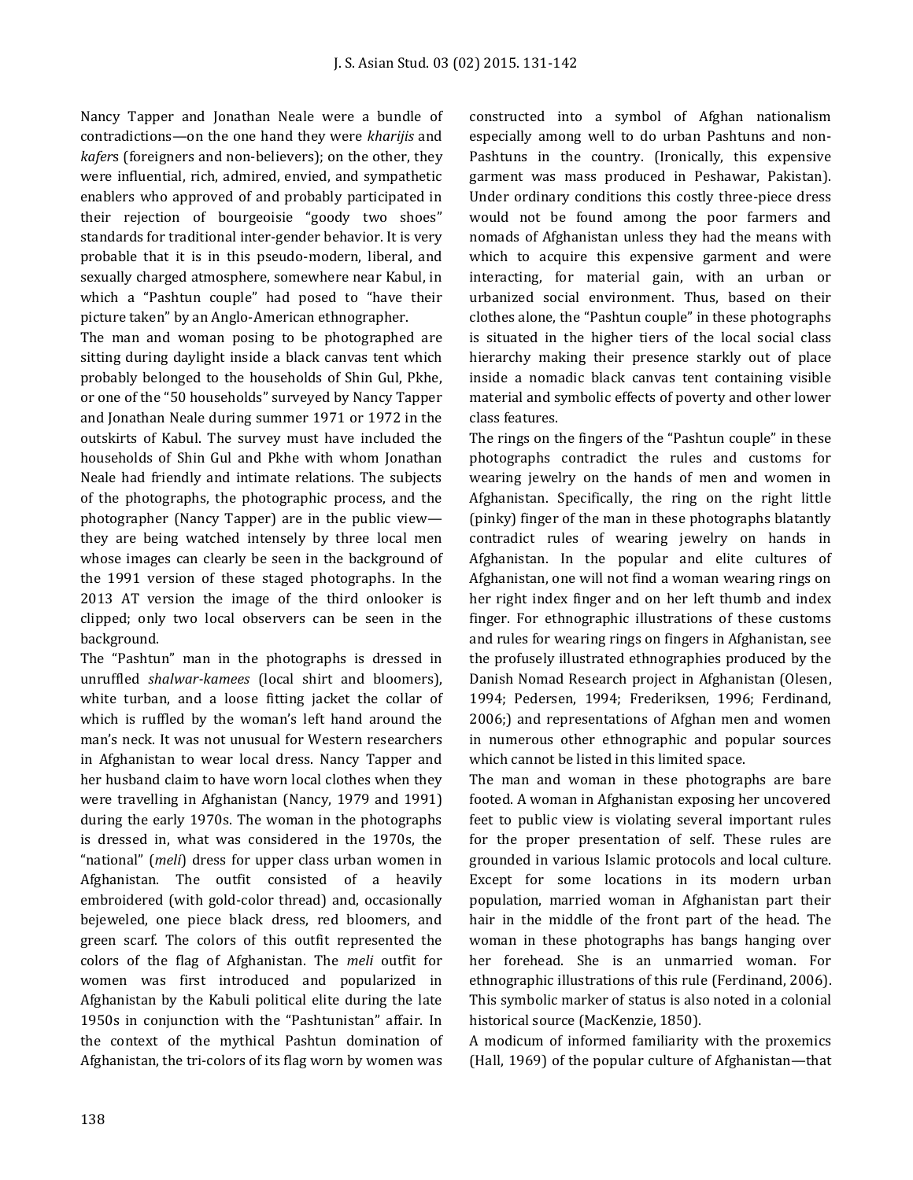Nancy Tapper and Jonathan Neale were a bundle of contradictions—on the one hand they were *kharijis* and *kafer*s (foreigners and non-believers); on the other, they were influential, rich, admired, envied, and sympathetic enablers who approved of and probably participated in their rejection of bourgeoisie "goody two shoes" standards for traditional inter-gender behavior. It is very probable that it is in this pseudo-modern, liberal, and sexually charged atmosphere, somewhere near Kabul, in which a "Pashtun couple" had posed to "have their picture taken" by an Anglo-American ethnographer.

The man and woman posing to be photographed are sitting during daylight inside a black canvas tent which probably belonged to the households of Shin Gul, Pkhe, or one of the "50 households" surveyed by Nancy Tapper and Jonathan Neale during summer 1971 or 1972 in the outskirts of Kabul. The survey must have included the households of Shin Gul and Pkhe with whom Jonathan Neale had friendly and intimate relations. The subjects of the photographs, the photographic process, and the photographer (Nancy Tapper) are in the public view—they are being watched intensely by three local men whose images can clearly be seen in the background of the 1991 version of these staged photographs. In the 2013 AT version the image of the third onlooker is clipped; only two local observers can be seen in the background.

The "Pashtun" man in the photographs is dressed in unruffled *shalwar-kamees* (local shirt and bloomers), white turban, and a loose fitting jacket the collar of which is ruffled by the woman's left hand around the man's neck. It was not unusual for Western researchers in Afghanistan to wear local dress. Nancy Tapper and her husband claim to have worn local clothes when they were travelling in Afghanistan (Nancy, 1979 and 1991) during the early 1970s. The woman in the photographs is dressed in, what was considered in the 1970s, the "national" (*meli*) dress for upper class urban women in Afghanistan. The outfit consisted of a heavily embroidered (with gold-color thread) and, occasionally bejeweled, one piece black dress, red bloomers, and green scarf. The colors of this outfit represented the colors of the flag of Afghanistan. The *meli* outfit for women was first introduced and popularized in Afghanistan by the Kabuli political elite during the late 1950s in conjunction with the "Pashtunistan" affair. In the context of the mythical Pashtun domination of Afghanistan, the tri-colors of its flag worn by women was constructed into a symbol of Afghan nationalism especially among well to do urban Pashtuns and non-Pashtuns in the country. (Ironically, this expensive garment was mass produced in Peshawar, Pakistan). Under ordinary conditions this costly three-piece dress would not be found among the poor farmers and nomads of Afghanistan unless they had the means with which to acquire this expensive garment and were interacting, for material gain, with an urban or urbanized social environment. Thus, based on their clothes alone, the "Pashtun couple" in these photographs is situated in the higher tiers of the local social class hierarchy making their presence starkly out of place inside a nomadic black canvas tent containing visible material and symbolic effects of poverty and other lower class features.

The rings on the fingers of the "Pashtun couple" in these photographs contradict the rules and customs for wearing jewelry on the hands of men and women in Afghanistan. Specifically, the ring on the right little (pinky) finger of the man in these photographs blatantly contradict rules of wearing jewelry on hands in Afghanistan. In the popular and elite cultures of Afghanistan, one will not find a woman wearing rings on her right index finger and on her left thumb and index finger. For ethnographic illustrations of these customs and rules for wearing rings on fingers in Afghanistan, see the profusely illustrated ethnographies produced by the Danish Nomad Research project in Afghanistan (Olesen, 1994; Pedersen, 1994; Frederiksen, 1996; Ferdinand, 2006;) and representations of Afghan men and women in numerous other ethnographic and popular sources which cannot be listed in this limited space.

The man and woman in these photographs are bare footed. A woman in Afghanistan exposing her uncovered feet to public view is violating several important rules for the proper presentation of self. These rules are grounded in various Islamic protocols and local culture. Except for some locations in its modern urban population, married woman in Afghanistan part their hair in the middle of the front part of the head. The woman in these photographs has bangs hanging over her forehead. She is an unmarried woman. For ethnographic illustrations of this rule (Ferdinand, 2006). This symbolic marker of status is also noted in a colonial historical source (MacKenzie, 1850).

A modicum of informed familiarity with the proxemics (Hall, 1969) of the popular culture of Afghanistan—that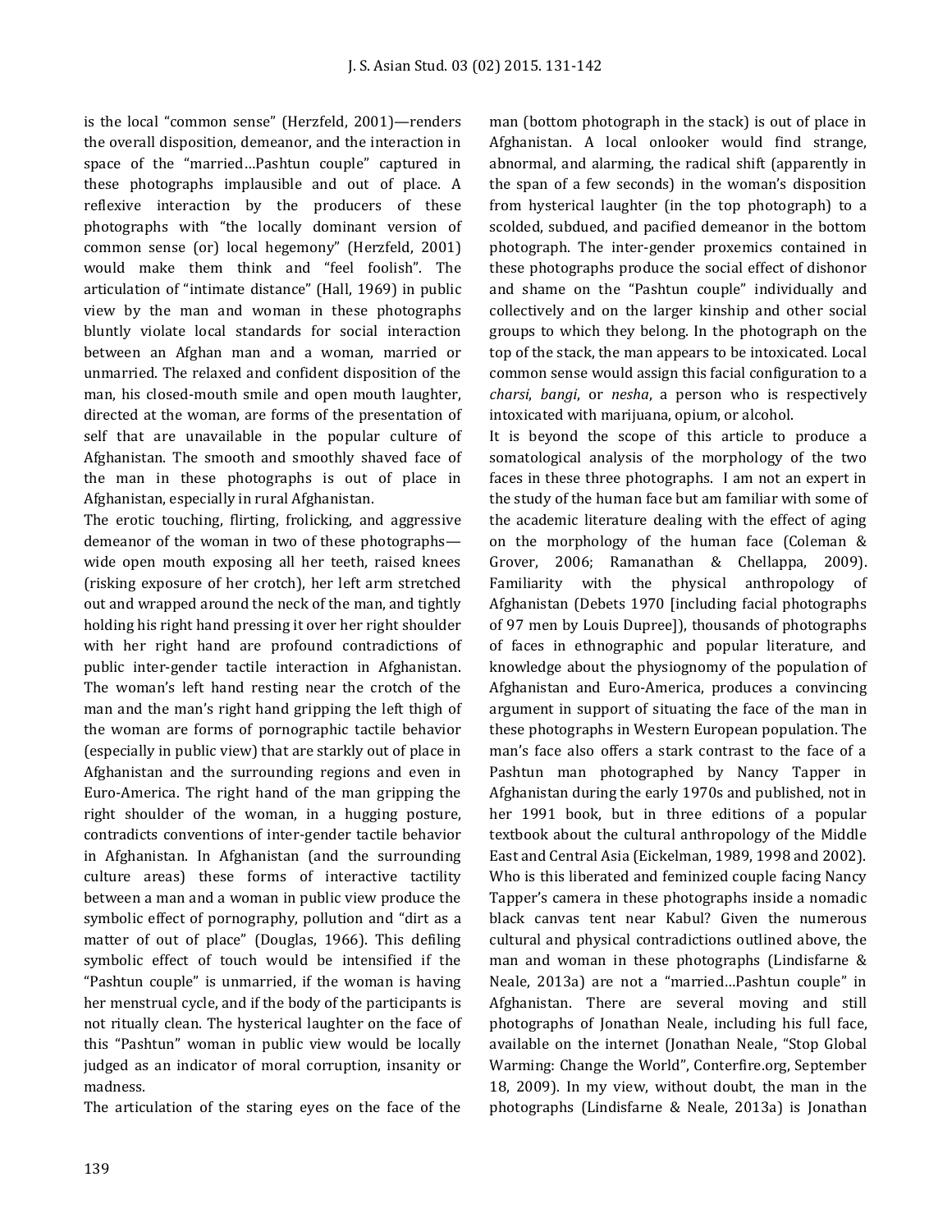is the local "common sense" (Herzfeld, 2001)—renders the overall disposition, demeanor, and the interaction in space of the "married…Pashtun couple" captured in these photographs implausible and out of place. A reflexive interaction by the producers of these photographs with "the locally dominant version of common sense (or) local hegemony" (Herzfeld, 2001) would make them think and "feel foolish". The articulation of "intimate distance" (Hall, 1969) in public view by the man and woman in these photographs bluntly violate local standards for social interaction between an Afghan man and a woman, married or unmarried. The relaxed and confident disposition of the man, his closed-mouth smile and open mouth laughter, directed at the woman, are forms of the presentation of self that are unavailable in the popular culture of Afghanistan. The smooth and smoothly shaved face of the man in these photographs is out of place in Afghanistan, especially in rural Afghanistan.

The erotic touching, flirting, frolicking, and aggressive demeanor of the woman in two of these photographs—wide open mouth exposing all her teeth, raised knees (risking exposure of her crotch), her left arm stretched out and wrapped around the neck of the man, and tightly holding his right hand pressing it over her right shoulder with her right hand are profound contradictions of public inter-gender tactile interaction in Afghanistan. The woman's left hand resting near the crotch of the man and the man's right hand gripping the left thigh of the woman are forms of pornographic tactile behavior (especially in public view) that are starkly out of place in Afghanistan and the surrounding regions and even in Euro-America. The right hand of the man gripping the right shoulder of the woman, in a hugging posture, contradicts conventions of inter-gender tactile behavior in Afghanistan. In Afghanistan (and the surrounding culture areas) these forms of interactive tactility between a man and a woman in public view produce the symbolic effect of pornography, pollution and "dirt as a matter of out of place" (Douglas, 1966). This defiling symbolic effect of touch would be intensified if the "Pashtun couple" is unmarried, if the woman is having her menstrual cycle, and if the body of the participants is not ritually clean. The hysterical laughter on the face of this "Pashtun" woman in public view would be locally judged as an indicator of moral corruption, insanity or madness.

The articulation of the staring eyes on the face of the man (bottom photograph in the stack) is out of place in Afghanistan. A local onlooker would find strange, abnormal, and alarming, the radical shift (apparently in the span of a few seconds) in the woman's disposition from hysterical laughter (in the top photograph) to a scolded, subdued, and pacified demeanor in the bottom photograph. The inter-gender proxemics contained in these photographs produce the social effect of dishonor and shame on the "Pashtun couple" individually and collectively and on the larger kinship and other social groups to which they belong. In the photograph on the top of the stack, the man appears to be intoxicated. Local common sense would assign this facial configuration to a *charsi*, *bangi*, or *nesha*, a person who is respectively intoxicated with marijuana, opium, or alcohol.

It is beyond the scope of this article to produce a somatological analysis of the morphology of the two faces in these three photographs. I am not an expert in the study of the human face but am familiar with some of the academic literature dealing with the effect of aging on the morphology of the human face (Coleman & Grover, 2006; Ramanathan & Chellappa, 2009). Familiarity with the physical anthropology of Afghanistan (Debets 1970 [including facial photographs of 97 men by Louis Dupree]), thousands of photographs of faces in ethnographic and popular literature, and knowledge about the physiognomy of the population of Afghanistan and Euro-America, produces a convincing argument in support of situating the face of the man in these photographs in Western European population. The man's face also offers a stark contrast to the face of a Pashtun man photographed by Nancy Tapper in Afghanistan during the early 1970s and published, not in her 1991 book, but in three editions of a popular textbook about the cultural anthropology of the Middle East and Central Asia (Eickelman, 1989, 1998 and 2002). Who is this liberated and feminized couple facing Nancy Tapper's camera in these photographs inside a nomadic black canvas tent near Kabul? Given the numerous cultural and physical contradictions outlined above, the man and woman in these photographs (Lindisfarne & Neale, 2013a) are not a "married…Pashtun couple" in Afghanistan. There are several moving and still photographs of Jonathan Neale, including his full face, available on the internet (Jonathan Neale, "Stop Global Warming: Change the World", Conterfire.org, September 18, 2009). In my view, without doubt, the man in the photographs (Lindisfarne & Neale, 2013a) is Jonathan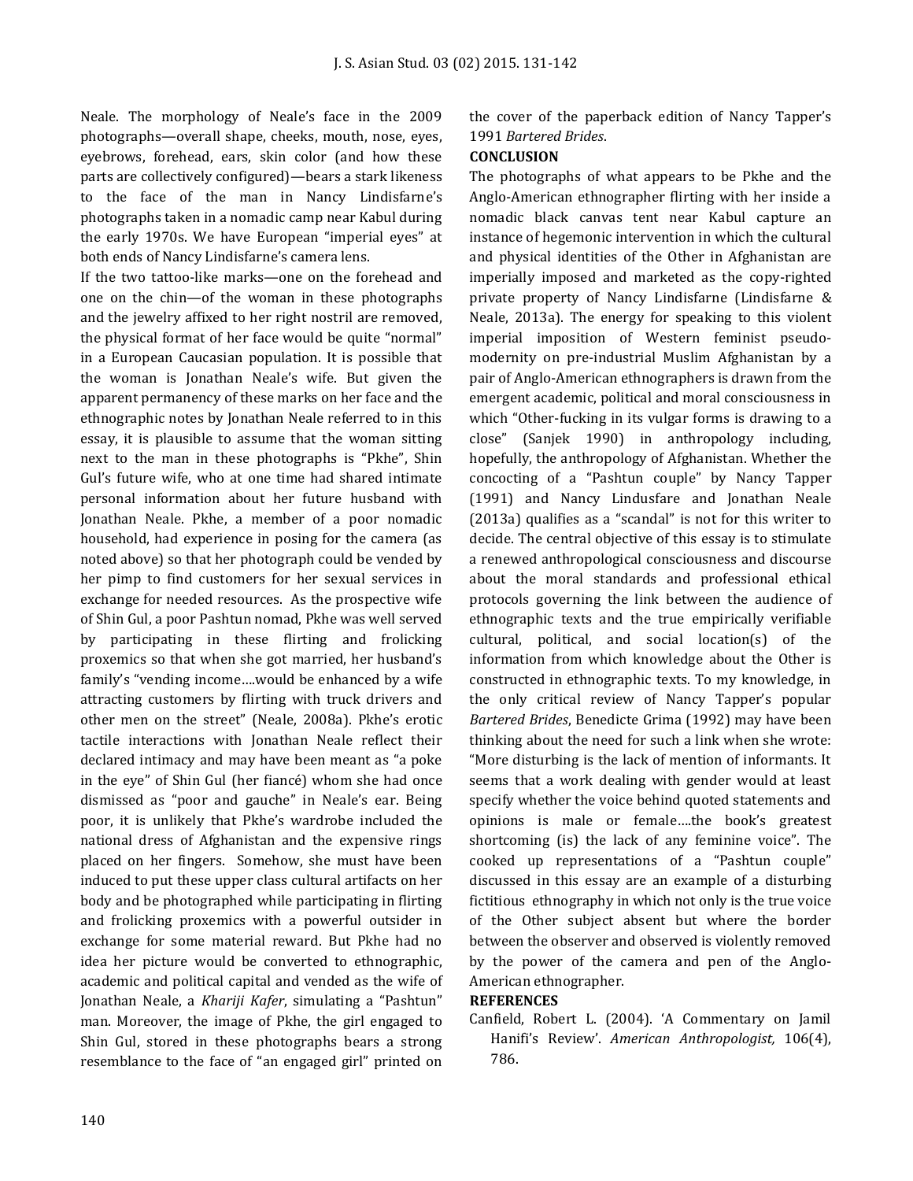Neale. The morphology of Neale's face in the 2009 photographs—overall shape, cheeks, mouth, nose, eyes, eyebrows, forehead, ears, skin color (and how these parts are collectively configured)—bears a stark likeness to the face of the man in Nancy Lindisfarne's photographs taken in a nomadic camp near Kabul during the early 1970s. We have European "imperial eyes" at both ends of Nancy Lindisfarne's camera lens.

If the two tattoo-like marks—one on the forehead and one on the chin—of the woman in these photographs and the jewelry affixed to her right nostril are removed, the physical format of her face would be quite "normal" in a European Caucasian population. It is possible that the woman is Jonathan Neale's wife. But given the apparent permanency of these marks on her face and the ethnographic notes by Jonathan Neale referred to in this essay, it is plausible to assume that the woman sitting next to the man in these photographs is "Pkhe", Shin Gul's future wife, who at one time had shared intimate personal information about her future husband with Jonathan Neale. Pkhe, a member of a poor nomadic household, had experience in posing for the camera (as noted above) so that her photograph could be vended by her pimp to find customers for her sexual services in exchange for needed resources. As the prospective wife of Shin Gul, a poor Pashtun nomad, Pkhe was well served by participating in these flirting and frolicking proxemics so that when she got married, her husband's family's "vending income….would be enhanced by a wife attracting customers by flirting with truck drivers and other men on the street" (Neale, 2008a). Pkhe's erotic tactile interactions with Jonathan Neale reflect their declared intimacy and may have been meant as "a poke in the eye" of Shin Gul (her fiancé) whom she had once dismissed as "poor and gauche" in Neale's ear. Being poor, it is unlikely that Pkhe's wardrobe included the national dress of Afghanistan and the expensive rings placed on her fingers. Somehow, she must have been induced to put these upper class cultural artifacts on her body and be photographed while participating in flirting and frolicking proxemics with a powerful outsider in exchange for some material reward. But Pkhe had no idea her picture would be converted to ethnographic, academic and political capital and vended as the wife of Jonathan Neale, a *Khariji Kafer*, simulating a "Pashtun" man. Moreover, the image of Pkhe, the girl engaged to Shin Gul, stored in these photographs bears a strong resemblance to the face of "an engaged girl" printed on the cover of the paperback edition of Nancy Tapper's 1991 *Bartered Brides*.

**CONCLUSION**

The photographs of what appears to be Pkhe and the Anglo-American ethnographer flirting with her inside a nomadic black canvas tent near Kabul capture an instance of hegemonic intervention in which the cultural and physical identities of the Other in Afghanistan are imperially imposed and marketed as the copy-righted private property of Nancy Lindisfarne (Lindisfarne & Neale, 2013a). The energy for speaking to this violent imperial imposition of Western feminist pseudo-modernity on pre-industrial Muslim Afghanistan by a pair of Anglo-American ethnographers is drawn from the emergent academic, political and moral consciousness in which "Other-fucking in its vulgar forms is drawing to a close" (Sanjek 1990) in anthropology including, hopefully, the anthropology of Afghanistan. Whether the concocting of a "Pashtun couple" by Nancy Tapper (1991) and Nancy Lindusfare and Jonathan Neale (2013a) qualifies as a "scandal" is not for this writer to decide. The central objective of this essay is to stimulate a renewed anthropological consciousness and discourse about the moral standards and professional ethical protocols governing the link between the audience of ethnographic texts and the true empirically verifiable cultural, political, and social location(s) of the information from which knowledge about the Other is constructed in ethnographic texts. To my knowledge, in the only critical review of Nancy Tapper's popular *Bartered Brides*, Benedicte Grima (1992) may have been thinking about the need for such a link when she wrote: "More disturbing is the lack of mention of informants. It seems that a work dealing with gender would at least specify whether the voice behind quoted statements and opinions is male or female….the book's greatest shortcoming (is) the lack of any feminine voice". The cooked up representations of a "Pashtun couple" discussed in this essay are an example of a disturbing fictitious ethnography in which not only is the true voice of the Other subject absent but where the border between the observer and observed is violently removed by the power of the camera and pen of the Anglo-American ethnographer.

**REFERENCES**

Canfield, Robert L. (2004). 'A Commentary on Jamil Hanifi's Review'. *American Anthropologist,* 106(4), 786.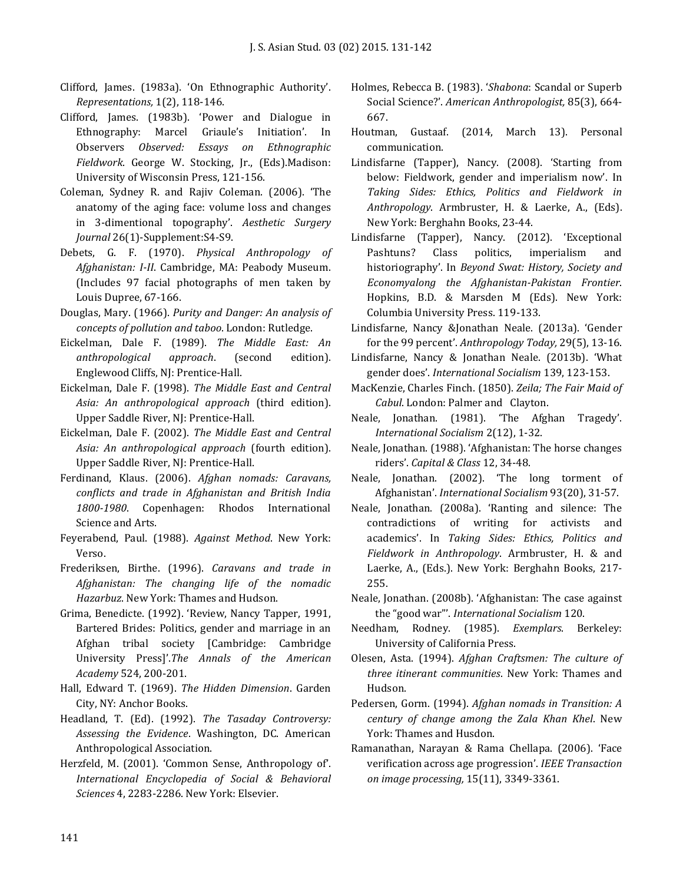Clifford, James. (1983a). 'On Ethnographic Authority'. *Representations,* 1(2), 118-146.

Clifford, James. (1983b). 'Power and Dialogue in Ethnography: Marcel Griaule's Initiation'. In Observers *Observed: Essays on Ethnographic Fieldwork*. George W. Stocking, Jr., (Eds).Madison: University of Wisconsin Press, 121-156.

Coleman, Sydney R. and Rajiv Coleman. (2006). 'The anatomy of the aging face: volume loss and changes in 3-dimentional topography'. *Aesthetic Surgery Journal* 26(1)-Supplement:S4-S9.

Debets, G. F. (1970). *Physical Anthropology of Afghanistan: I-II*. Cambridge, MA: Peabody Museum. (Includes 97 facial photographs of men taken by Louis Dupree, 67-166.

Douglas, Mary. (1966). *Purity and Danger: An analysis of concepts of pollution and taboo*. London: Rutledge.

Eickelman, Dale F. (1989). *The Middle East: An anthropological approach*. (second edition). Englewood Cliffs, NJ: Prentice-Hall.

Eickelman, Dale F. (1998). *The Middle East and Central Asia: An anthropological approach* (third edition). Upper Saddle River, NJ: Prentice-Hall.

Eickelman, Dale F. (2002). *The Middle East and Central Asia: An anthropological approach* (fourth edition). Upper Saddle River, NJ: Prentice-Hall.

Ferdinand, Klaus. (2006). *Afghan nomads: Caravans, conflicts and trade in Afghanistan and British India 1800-1980*. Copenhagen: Rhodos International Science and Arts.

Feyerabend, Paul. (1988). *Against Method*. New York: Verso.

Frederiksen, Birthe. (1996). *Caravans and trade in Afghanistan: The changing life of the nomadic Hazarbuz*. New York: Thames and Hudson.

Grima, Benedicte. (1992). 'Review, Nancy Tapper, 1991, Bartered Brides: Politics, gender and marriage in an Afghan tribal society [Cambridge: Cambridge University Press]'.*The Annals of the American Academy* 524, 200-201.

Hall, Edward T. (1969). *The Hidden Dimension*. Garden City, NY: Anchor Books.

Headland, T. (Ed). (1992). *The Tasaday Controversy: Assessing the Evidence*. Washington, DC. American Anthropological Association.

Herzfeld, M. (2001). 'Common Sense, Anthropology of'. *International Encyclopedia of Social & Behavioral Sciences* 4, 2283-2286. New York: Elsevier.

Holmes, Rebecca B. (1983). '*Shabona*: Scandal or Superb Social Science?'. *American Anthropologist,* 85(3), 664-667.

Houtman, Gustaaf. (2014, March 13). Personal communication.

Lindisfarne (Tapper), Nancy. (2008). 'Starting from below: Fieldwork, gender and imperialism now'. In *Taking Sides: Ethics, Politics and Fieldwork in Anthropology*. Armbruster, H. & Laerke, A., (Eds). New York: Berghahn Books, 23-44.

Lindisfarne (Tapper), Nancy. (2012). 'Exceptional Pashtuns? Class politics, imperialism and historiography'. In *Beyond Swat: History, Society and Economyalong the Afghanistan-Pakistan Frontier*. Hopkins, B.D. & Marsden M (Eds). New York: Columbia University Press. 119-133.

Lindisfarne, Nancy &Jonathan Neale. (2013a). 'Gender for the 99 percent'. *Anthropology Today,* 29(5), 13-16.

Lindisfarne, Nancy & Jonathan Neale. (2013b). 'What gender does'. *International Socialism* 139, 123-153.

MacKenzie, Charles Finch. (1850). *Zeila; The Fair Maid of Cabul*. London: Palmer and Clayton.

Neale, Jonathan. (1981). 'The Afghan Tragedy'. *International Socialism* 2(12), 1-32.

Neale, Jonathan. (1988). 'Afghanistan: The horse changes riders'. *Capital & Class* 12, 34-48.

Neale, Jonathan. (2002). 'The long torment of Afghanistan'. *International Socialism* 93(20), 31-57.

Neale, Jonathan. (2008a). 'Ranting and silence: The contradictions of writing for activists and academics'. In *Taking Sides: Ethics, Politics and Fieldwork in Anthropology*. Armbruster, H. & and Laerke, A., (Eds.). New York: Berghahn Books, 217-255.

Neale, Jonathan. (2008b). 'Afghanistan: The case against the "good war"'. *International Socialism* 120.

Needham, Rodney. (1985). *Exemplars*. Berkeley: University of California Press.

Olesen, Asta. (1994). *Afghan Craftsmen: The culture of three itinerant communities*. New York: Thames and Hudson.

Pedersen, Gorm. (1994). *Afghan nomads in Transition: A century of change among the Zala Khan Khel*. New York: Thames and Husdon.

Ramanathan, Narayan & Rama Chellapa. (2006). 'Face verification across age progression'. *IEEE Transaction on image processing,* 15(11), 3349-3361.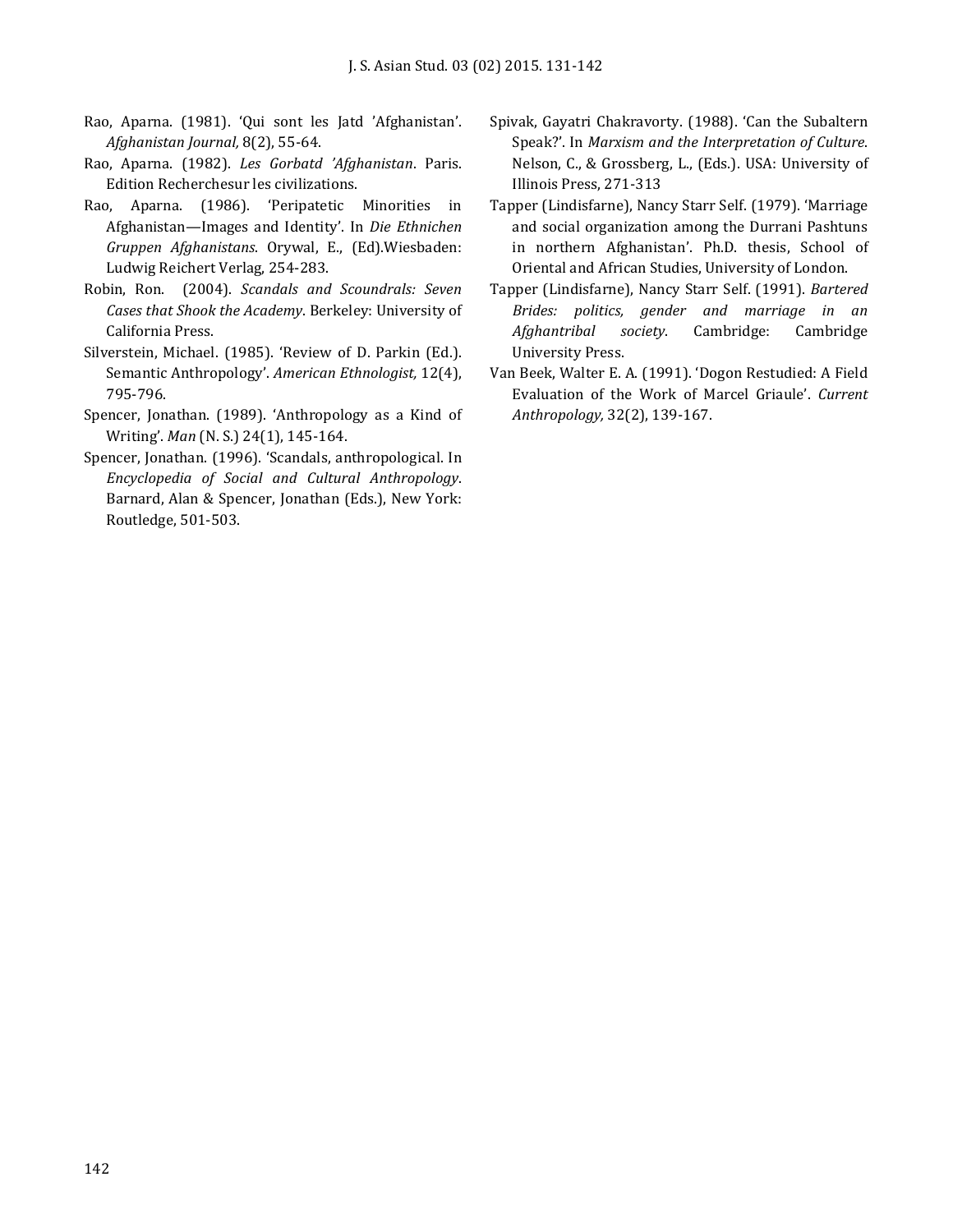Rao, Aparna. (1981). 'Qui sont les Jatd 'Afghanistan'. *Afghanistan Journal,* 8(2), 55-64.

Rao, Aparna. (1982). *Les Gorbatd 'Afghanistan*. Paris. Edition Recherchesur les civilizations.

Rao, Aparna. (1986). 'Peripatetic Minorities in Afghanistan—Images and Identity'. In *Die Ethnichen Gruppen Afghanistans*. Orywal, E., (Ed).Wiesbaden: Ludwig Reichert Verlag, 254-283.

Robin, Ron. (2004). *Scandals and Scoundrals: Seven Cases that Shook the Academy*. Berkeley: University of California Press.

Silverstein, Michael. (1985). 'Review of D. Parkin (Ed.). Semantic Anthropology'. *American Ethnologist,* 12(4), 795-796.

Spencer, Jonathan. (1989). 'Anthropology as a Kind of Writing'. *Man* (N. S.) 24(1), 145-164.

Spencer, Jonathan. (1996). 'Scandals, anthropological. In *Encyclopedia of Social and Cultural Anthropology*. Barnard, Alan & Spencer, Jonathan (Eds.), New York: Routledge, 501-503.

Spivak, Gayatri Chakravorty. (1988). 'Can the Subaltern Speak?'. In *Marxism and the Interpretation of Culture*. Nelson, C., & Grossberg, L., (Eds.). USA: University of Illinois Press, 271-313

Tapper (Lindisfarne), Nancy Starr Self. (1979). 'Marriage and social organization among the Durrani Pashtuns in northern Afghanistan'. Ph.D. thesis, School of Oriental and African Studies, University of London.

Tapper (Lindisfarne), Nancy Starr Self. (1991). *Bartered Brides: politics, gender and marriage in an Afghantribal society*. Cambridge: Cambridge University Press.

Van Beek, Walter E. A. (1991). 'Dogon Restudied: A Field Evaluation of the Work of Marcel Griaule'. *Current Anthropology,* 32(2), 139-167.